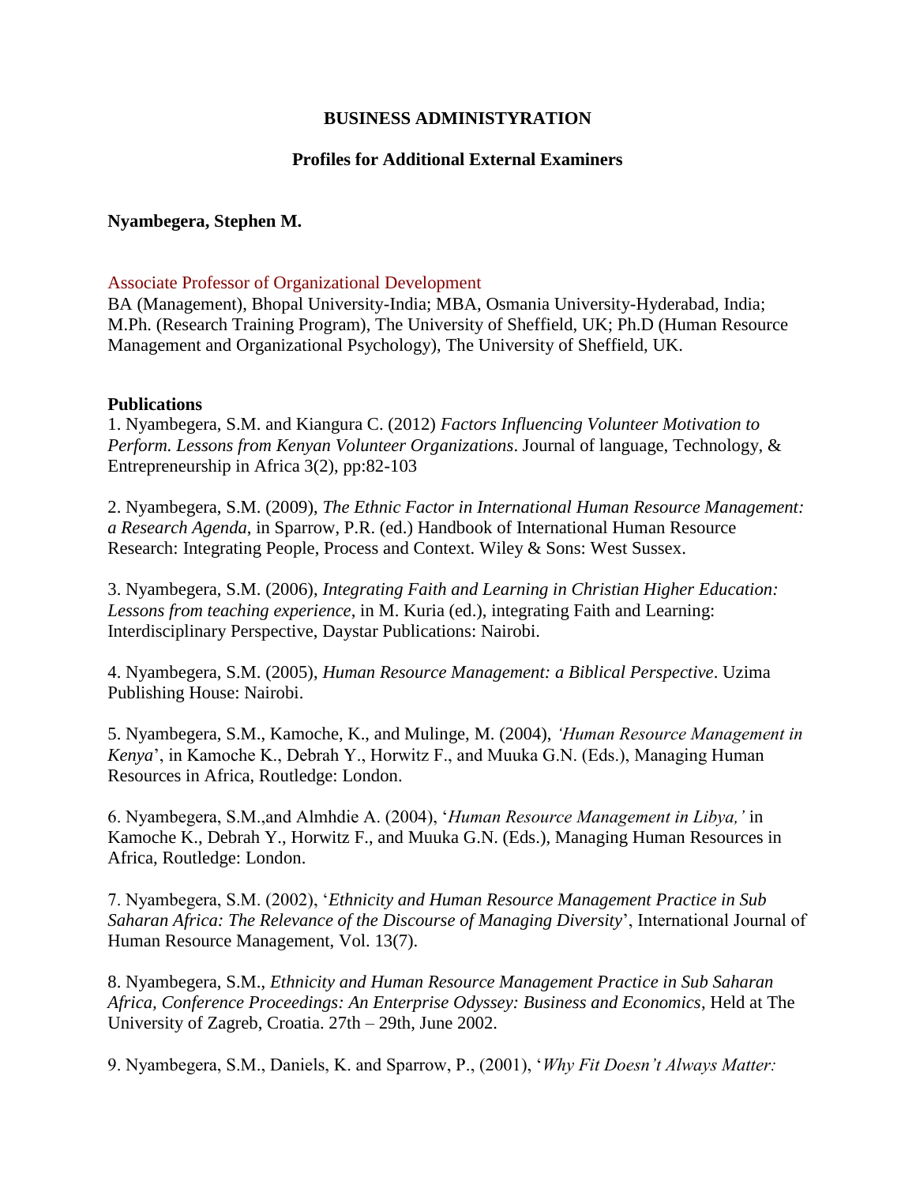**BUSINESS ADMINISTYRATION**

**Profiles for Additional External Examiners**

**Nyambegera, Stephen M.**

Associate Professor of Organizational Development
BA (Management), Bhopal University-India; MBA, Osmania University-Hyderabad, India; M.Ph. (Research Training Program), The University of Sheffield, UK; Ph.D (Human Resource Management and Organizational Psychology), The University of Sheffield, UK.

**Publications**

1. Nyambegera, S.M. and Kiangura C. (2012) *Factors Influencing Volunteer Motivation to Perform. Lessons from Kenyan Volunteer Organizations*. Journal of language, Technology, & Entrepreneurship in Africa 3(2), pp:82-103

2. Nyambegera, S.M. (2009), *The Ethnic Factor in International Human Resource Management: a Research Agenda*, in Sparrow, P.R. (ed.) Handbook of International Human Resource Research: Integrating People, Process and Context. Wiley & Sons: West Sussex.

3. Nyambegera, S.M. (2006), *Integrating Faith and Learning in Christian Higher Education: Lessons from teaching experience*, in M. Kuria (ed.), integrating Faith and Learning: Interdisciplinary Perspective, Daystar Publications: Nairobi.

4. Nyambegera, S.M. (2005), *Human Resource Management: a Biblical Perspective*. Uzima Publishing House: Nairobi.

5. Nyambegera, S.M., Kamoche, K., and Mulinge, M. (2004), *'Human Resource Management in Kenya*', in Kamoche K., Debrah Y., Horwitz F., and Muuka G.N. (Eds.), Managing Human Resources in Africa, Routledge: London.

6. Nyambegera, S.M.,and Almhdie A. (2004), '*Human Resource Management in Libya,'* in Kamoche K., Debrah Y., Horwitz F., and Muuka G.N. (Eds.), Managing Human Resources in Africa, Routledge: London.

7. Nyambegera, S.M. (2002), '*Ethnicity and Human Resource Management Practice in Sub Saharan Africa: The Relevance of the Discourse of Managing Diversity*', International Journal of Human Resource Management, Vol. 13(7).

8. Nyambegera, S.M., *Ethnicity and Human Resource Management Practice in Sub Saharan Africa, Conference Proceedings: An Enterprise Odyssey: Business and Economics*, Held at The University of Zagreb, Croatia. 27th – 29th, June 2002.

9. Nyambegera, S.M., Daniels, K. and Sparrow, P., (2001), '*Why Fit Doesn't Always Matter:*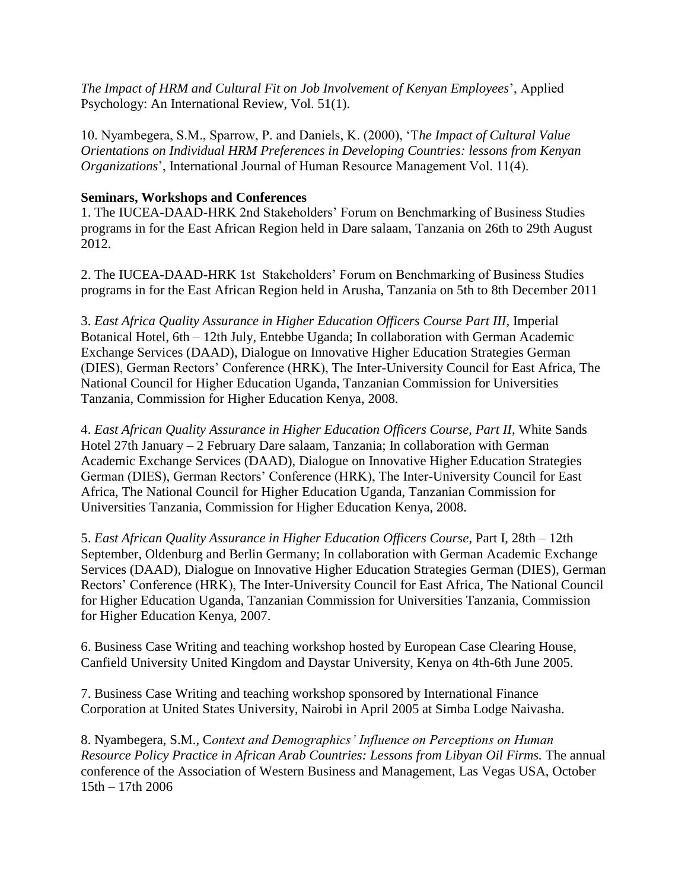*The Impact of HRM and Cultural Fit on Job Involvement of Kenyan Employees*', Applied Psychology: An International Review, Vol. 51(1).

10. Nyambegera, S.M., Sparrow, P. and Daniels, K. (2000), 'T*he Impact of Cultural Value Orientations on Individual HRM Preferences in Developing Countries: lessons from Kenyan Organizations*', International Journal of Human Resource Management Vol. 11(4).

**Seminars, Workshops and Conferences**

1. The IUCEA-DAAD-HRK 2nd Stakeholders' Forum on Benchmarking of Business Studies programs in for the East African Region held in Dare salaam, Tanzania on 26th to 29th August 2012.

2. The IUCEA-DAAD-HRK 1st Stakeholders' Forum on Benchmarking of Business Studies programs in for the East African Region held in Arusha, Tanzania on 5th to 8th December 2011

3. *East Africa Quality Assurance in Higher Education Officers Course Part III*, Imperial Botanical Hotel, 6th – 12th July, Entebbe Uganda; In collaboration with German Academic Exchange Services (DAAD), Dialogue on Innovative Higher Education Strategies German (DIES), German Rectors' Conference (HRK), The Inter-University Council for East Africa, The National Council for Higher Education Uganda, Tanzanian Commission for Universities Tanzania, Commission for Higher Education Kenya, 2008.

4. *East African Quality Assurance in Higher Education Officers Course, Part II*, White Sands Hotel 27th January – 2 February Dare salaam, Tanzania; In collaboration with German Academic Exchange Services (DAAD), Dialogue on Innovative Higher Education Strategies German (DIES), German Rectors' Conference (HRK), The Inter-University Council for East Africa, The National Council for Higher Education Uganda, Tanzanian Commission for Universities Tanzania, Commission for Higher Education Kenya, 2008.

5. *East African Quality Assurance in Higher Education Officers Course*, Part I, 28th – 12th September, Oldenburg and Berlin Germany; In collaboration with German Academic Exchange Services (DAAD), Dialogue on Innovative Higher Education Strategies German (DIES), German Rectors' Conference (HRK), The Inter-University Council for East Africa, The National Council for Higher Education Uganda, Tanzanian Commission for Universities Tanzania, Commission for Higher Education Kenya, 2007.

6. Business Case Writing and teaching workshop hosted by European Case Clearing House, Canfield University United Kingdom and Daystar University, Kenya on 4th-6th June 2005.

7. Business Case Writing and teaching workshop sponsored by International Finance Corporation at United States University, Nairobi in April 2005 at Simba Lodge Naivasha.

8. Nyambegera, S.M., C*ontext and Demographics' Influence on Perceptions on Human Resource Policy Practice in African Arab Countries: Lessons from Libyan Oil Firms.* The annual conference of the Association of Western Business and Management, Las Vegas USA, October 15th – 17th 2006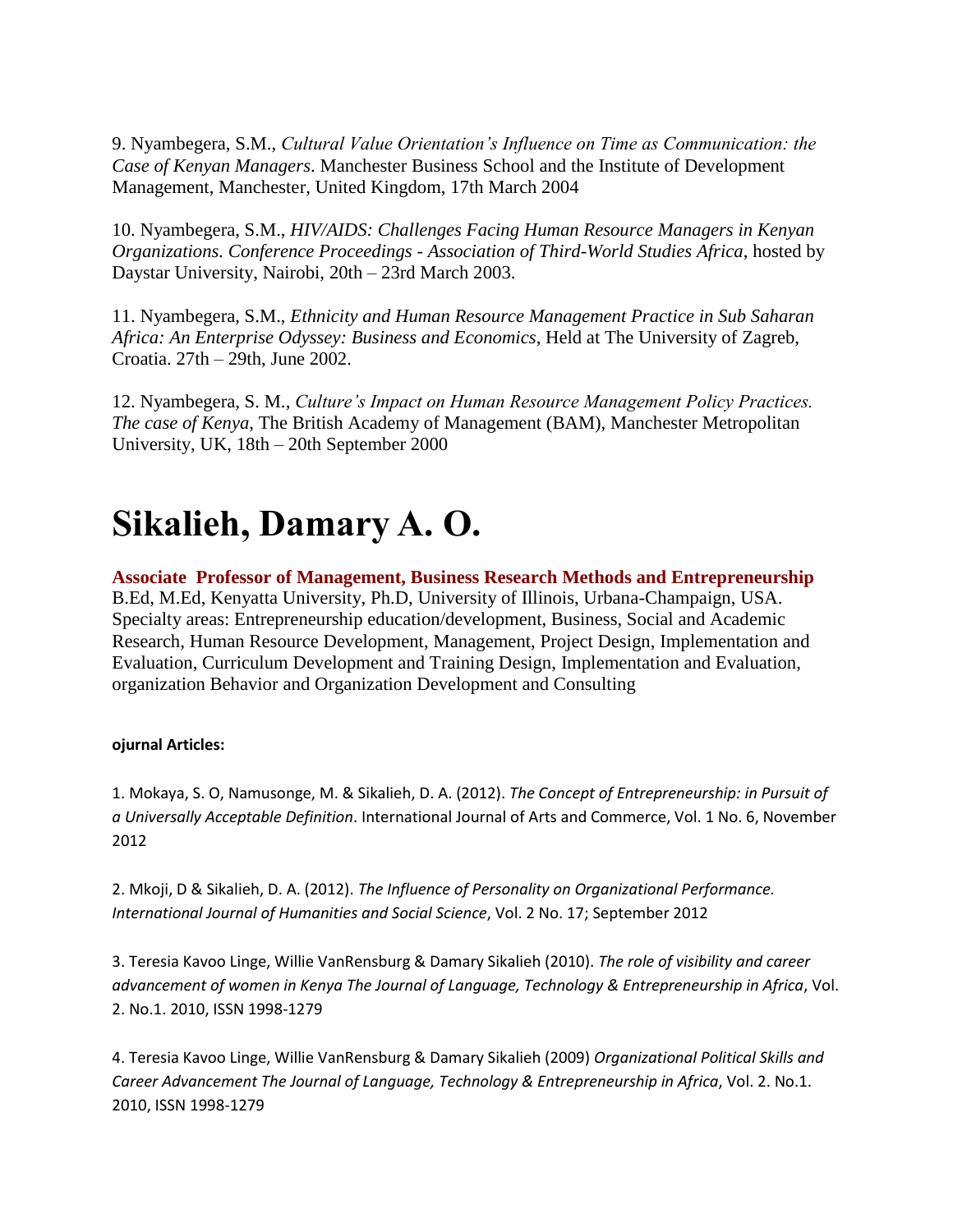9. Nyambegera, S.M., *Cultural Value Orientation's Influence on Time as Communication: the Case of Kenyan Managers*. Manchester Business School and the Institute of Development Management, Manchester, United Kingdom, 17th March 2004

10. Nyambegera, S.M., *HIV/AIDS: Challenges Facing Human Resource Managers in Kenyan Organizations. Conference Proceedings - Association of Third-World Studies Africa*, hosted by Daystar University, Nairobi, 20th – 23rd March 2003.

11. Nyambegera, S.M., *Ethnicity and Human Resource Management Practice in Sub Saharan Africa: An Enterprise Odyssey: Business and Economics*, Held at The University of Zagreb, Croatia. 27th – 29th, June 2002.

12. Nyambegera, S. M., *Culture's Impact on Human Resource Management Policy Practices. The case of Kenya*, The British Academy of Management (BAM), Manchester Metropolitan University, UK, 18th – 20th September 2000

# Sikalieh, Damary A. O.

**Associate Professor of Management, Business Research Methods and Entrepreneurship**
B.Ed, M.Ed, Kenyatta University, Ph.D, University of Illinois, Urbana-Champaign, USA. Specialty areas: Entrepreneurship education/development, Business, Social and Academic Research, Human Resource Development, Management, Project Design, Implementation and Evaluation, Curriculum Development and Training Design, Implementation and Evaluation, organization Behavior and Organization Development and Consulting

**ojurnal Articles:**

1. Mokaya, S. O, Namusonge, M. & Sikalieh, D. A. (2012). *The Concept of Entrepreneurship: in Pursuit of a Universally Acceptable Definition*. International Journal of Arts and Commerce, Vol. 1 No. 6, November 2012

2. Mkoji, D & Sikalieh, D. A. (2012). *The Influence of Personality on Organizational Performance. International Journal of Humanities and Social Science*, Vol. 2 No. 17; September 2012

3. Teresia Kavoo Linge, Willie VanRensburg & Damary Sikalieh (2010). *The role of visibility and career advancement of women in Kenya The Journal of Language, Technology & Entrepreneurship in Africa*, Vol. 2. No.1. 2010, ISSN 1998-1279

4. Teresia Kavoo Linge, Willie VanRensburg & Damary Sikalieh (2009) *Organizational Political Skills and Career Advancement The Journal of Language, Technology & Entrepreneurship in Africa*, Vol. 2. No.1. 2010, ISSN 1998-1279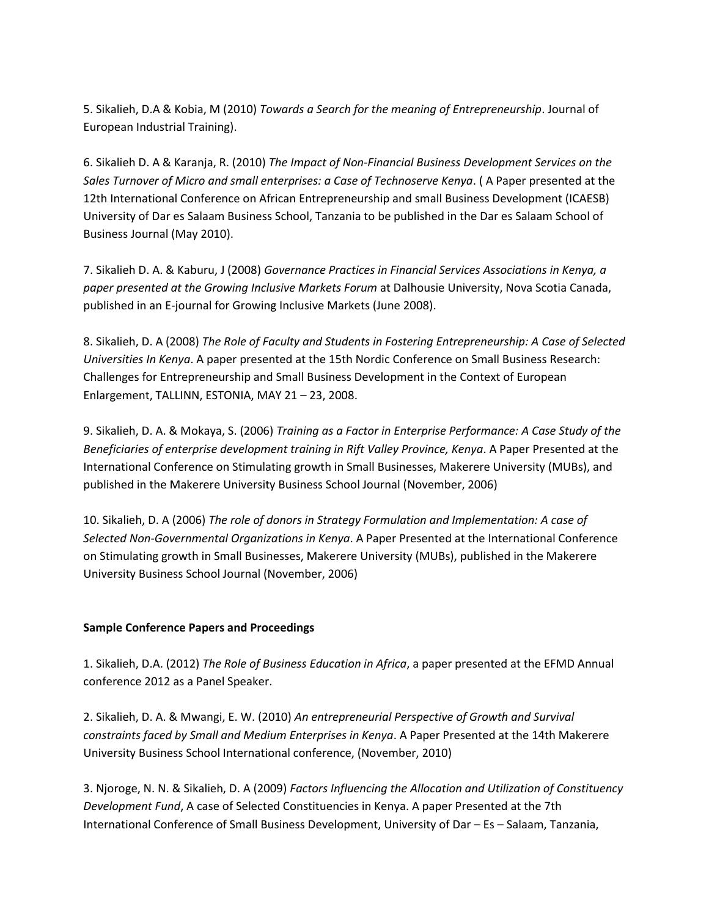5. Sikalieh, D.A & Kobia, M (2010) *Towards a Search for the meaning of Entrepreneurship*. Journal of European Industrial Training).

6. Sikalieh D. A & Karanja, R. (2010) *The Impact of Non-Financial Business Development Services on the Sales Turnover of Micro and small enterprises: a Case of Technoserve Kenya*. ( A Paper presented at the 12th International Conference on African Entrepreneurship and small Business Development (ICAESB) University of Dar es Salaam Business School, Tanzania to be published in the Dar es Salaam School of Business Journal (May 2010).

7. Sikalieh D. A. & Kaburu, J (2008) *Governance Practices in Financial Services Associations in Kenya, a paper presented at the Growing Inclusive Markets Forum* at Dalhousie University, Nova Scotia Canada, published in an E-journal for Growing Inclusive Markets (June 2008).

8. Sikalieh, D. A (2008) *The Role of Faculty and Students in Fostering Entrepreneurship: A Case of Selected Universities In Kenya*. A paper presented at the 15th Nordic Conference on Small Business Research: Challenges for Entrepreneurship and Small Business Development in the Context of European Enlargement, TALLINN, ESTONIA, MAY 21 – 23, 2008.

9. Sikalieh, D. A. & Mokaya, S. (2006) *Training as a Factor in Enterprise Performance: A Case Study of the Beneficiaries of enterprise development training in Rift Valley Province, Kenya*. A Paper Presented at the International Conference on Stimulating growth in Small Businesses, Makerere University (MUBs), and published in the Makerere University Business School Journal (November, 2006)

10. Sikalieh, D. A (2006) *The role of donors in Strategy Formulation and Implementation: A case of Selected Non-Governmental Organizations in Kenya*. A Paper Presented at the International Conference on Stimulating growth in Small Businesses, Makerere University (MUBs), published in the Makerere University Business School Journal (November, 2006)

**Sample Conference Papers and Proceedings**

1. Sikalieh, D.A. (2012) *The Role of Business Education in Africa*, a paper presented at the EFMD Annual conference 2012 as a Panel Speaker.

2. Sikalieh, D. A. & Mwangi, E. W. (2010) *An entrepreneurial Perspective of Growth and Survival constraints faced by Small and Medium Enterprises in Kenya*. A Paper Presented at the 14th Makerere University Business School International conference, (November, 2010)

3. Njoroge, N. N. & Sikalieh, D. A (2009) *Factors Influencing the Allocation and Utilization of Constituency Development Fund*, A case of Selected Constituencies in Kenya. A paper Presented at the 7th International Conference of Small Business Development, University of Dar – Es – Salaam, Tanzania,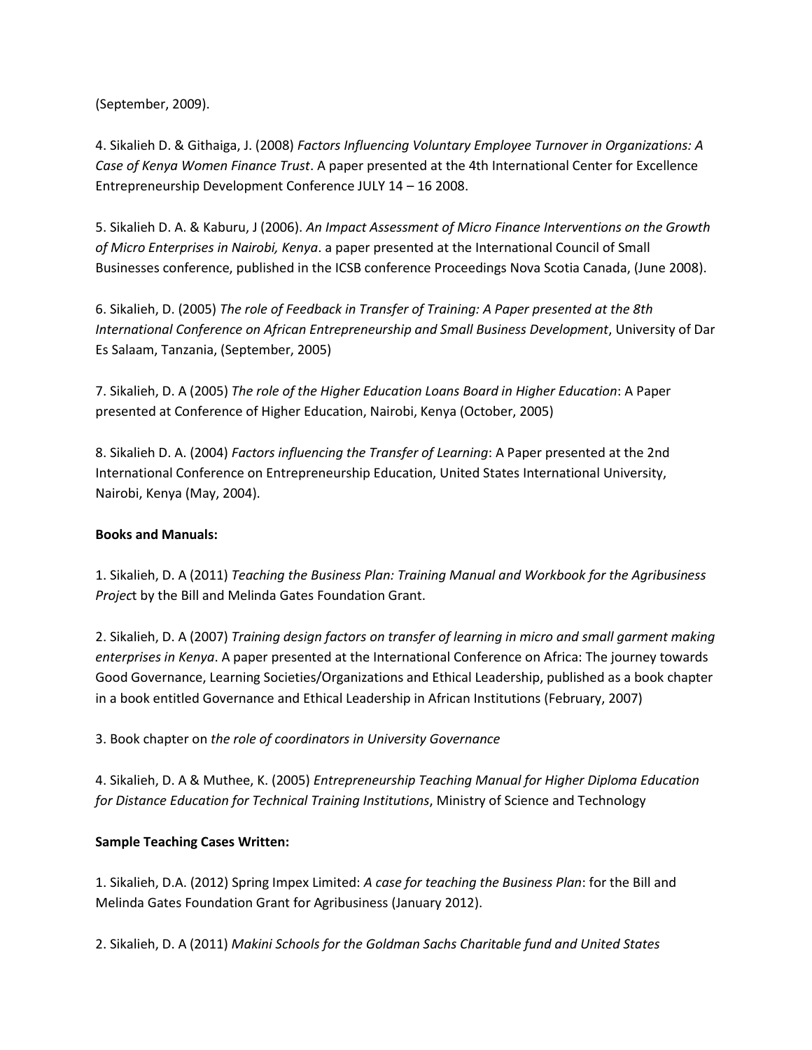(September, 2009).

4. Sikalieh D. & Githaiga, J. (2008) *Factors Influencing Voluntary Employee Turnover in Organizations: A Case of Kenya Women Finance Trust*. A paper presented at the 4th International Center for Excellence Entrepreneurship Development Conference JULY 14 – 16 2008.

5. Sikalieh D. A. & Kaburu, J (2006). *An Impact Assessment of Micro Finance Interventions on the Growth of Micro Enterprises in Nairobi, Kenya*. a paper presented at the International Council of Small Businesses conference, published in the ICSB conference Proceedings Nova Scotia Canada, (June 2008).

6. Sikalieh, D. (2005) *The role of Feedback in Transfer of Training: A Paper presented at the 8th International Conference on African Entrepreneurship and Small Business Development*, University of Dar Es Salaam, Tanzania, (September, 2005)

7. Sikalieh, D. A (2005) *The role of the Higher Education Loans Board in Higher Education*: A Paper presented at Conference of Higher Education, Nairobi, Kenya (October, 2005)

8. Sikalieh D. A. (2004) *Factors influencing the Transfer of Learning*: A Paper presented at the 2nd International Conference on Entrepreneurship Education, United States International University, Nairobi, Kenya (May, 2004).

**Books and Manuals:**

1. Sikalieh, D. A (2011) *Teaching the Business Plan: Training Manual and Workbook for the Agribusiness Projec*t by the Bill and Melinda Gates Foundation Grant.

2. Sikalieh, D. A (2007) *Training design factors on transfer of learning in micro and small garment making enterprises in Kenya*. A paper presented at the International Conference on Africa: The journey towards Good Governance, Learning Societies/Organizations and Ethical Leadership, published as a book chapter in a book entitled Governance and Ethical Leadership in African Institutions (February, 2007)

3. Book chapter on *the role of coordinators in University Governance*

4. Sikalieh, D. A & Muthee, K. (2005) *Entrepreneurship Teaching Manual for Higher Diploma Education for Distance Education for Technical Training Institutions*, Ministry of Science and Technology

**Sample Teaching Cases Written:**

1. Sikalieh, D.A. (2012) Spring Impex Limited: *A case for teaching the Business Plan*: for the Bill and Melinda Gates Foundation Grant for Agribusiness (January 2012).

2. Sikalieh, D. A (2011) *Makini Schools for the Goldman Sachs Charitable fund and United States*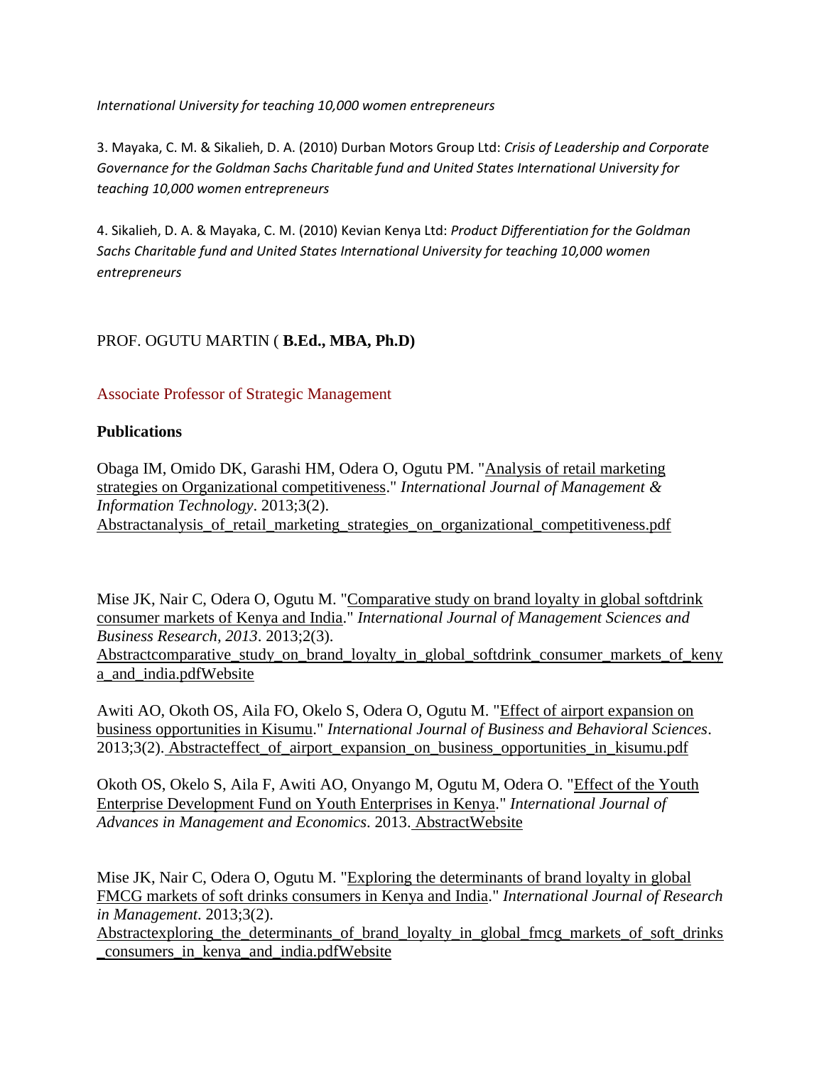*International University for teaching 10,000 women entrepreneurs*

3. Mayaka, C. M. & Sikalieh, D. A. (2010) Durban Motors Group Ltd: *Crisis of Leadership and Corporate Governance for the Goldman Sachs Charitable fund and United States International University for teaching 10,000 women entrepreneurs*

4. Sikalieh, D. A. & Mayaka, C. M. (2010) Kevian Kenya Ltd: *Product Differentiation for the Goldman Sachs Charitable fund and United States International University for teaching 10,000 women entrepreneurs*

## PROF. OGUTU MARTIN ( **B.Ed., MBA, Ph.D)**

### Associate Professor of Strategic Management

**Publications**

Obaga IM, Omido DK, Garashi HM, Odera O, Ogutu PM. "Analysis of retail marketing strategies on Organizational competitiveness." *International Journal of Management & Information Technology*. 2013;3(2). Abstractanalysis_of_retail_marketing_strategies_on_organizational_competitiveness.pdf

Mise JK, Nair C, Odera O, Ogutu M. "Comparative study on brand loyalty in global softdrink consumer markets of Kenya and India." *International Journal of Management Sciences and Business Research, 2013*. 2013;2(3). Abstractcomparative_study_on_brand_loyalty_in_global_softdrink_consumer_markets_of_kenya_and_india.pdfWebsite

Awiti AO, Okoth OS, Aila FO, Okelo S, Odera O, Ogutu M. "Effect of airport expansion on business opportunities in Kisumu." *International Journal of Business and Behavioral Sciences*. 2013;3(2). Abstracteffect_of_airport_expansion_on_business_opportunities_in_kisumu.pdf

Okoth OS, Okelo S, Aila F, Awiti AO, Onyango M, Ogutu M, Odera O. "Effect of the Youth Enterprise Development Fund on Youth Enterprises in Kenya." *International Journal of Advances in Management and Economics*. 2013. AbstractWebsite

Mise JK, Nair C, Odera O, Ogutu M. "Exploring the determinants of brand loyalty in global FMCG markets of soft drinks consumers in Kenya and India." *International Journal of Research in Management*. 2013;3(2). Abstractexploring_the_determinants_of_brand_loyalty_in_global_fmcg_markets_of_soft_drinks_consumers_in_kenya_and_india.pdfWebsite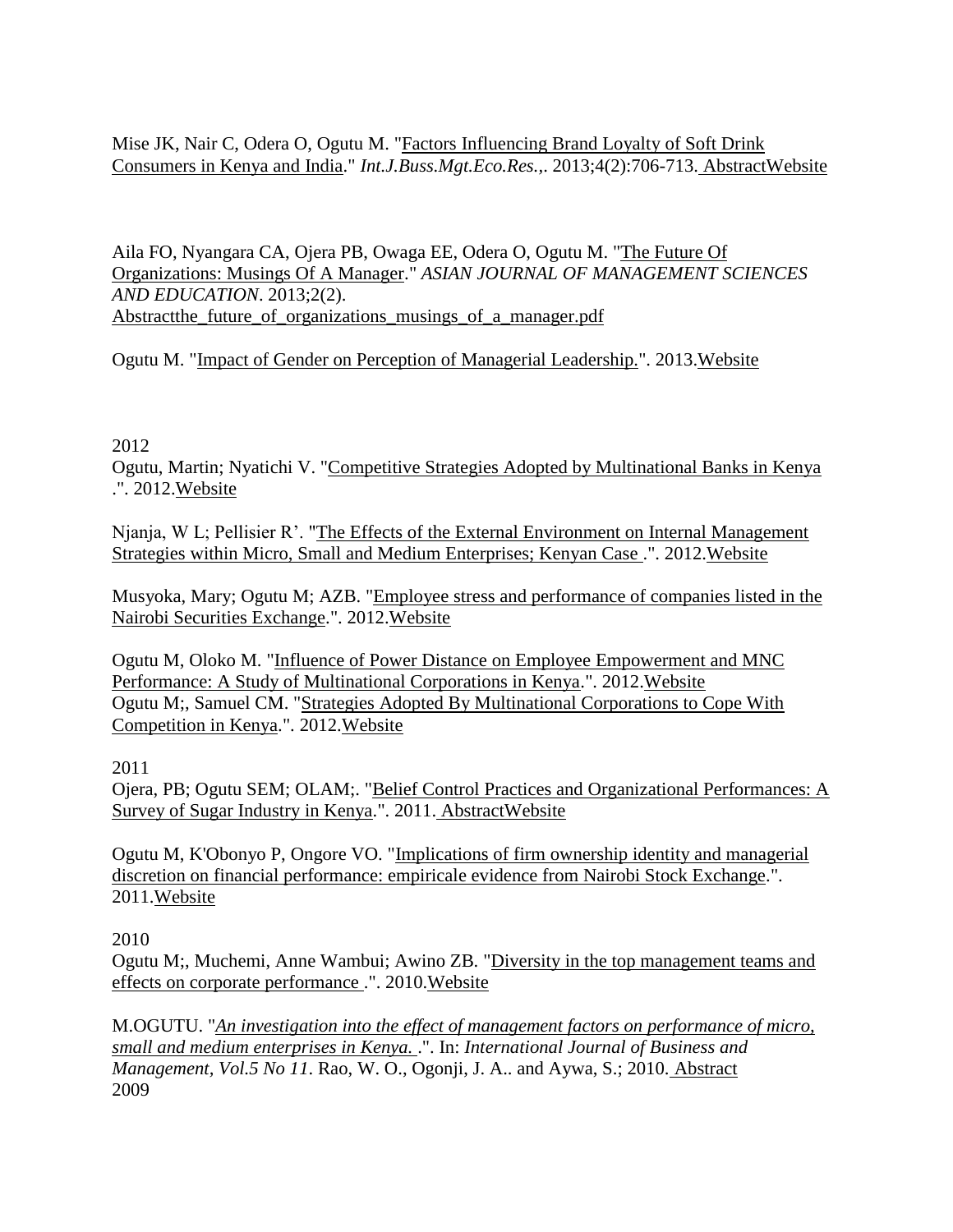Mise JK, Nair C, Odera O, Ogutu M. "Factors Influencing Brand Loyalty of Soft Drink Consumers in Kenya and India." *Int.J.Buss.Mgt.Eco.Res.*,. 2013;4(2):706-713. AbstractWebsite

Aila FO, Nyangara CA, Ojera PB, Owaga EE, Odera O, Ogutu M. "The Future Of Organizations: Musings Of A Manager." *ASIAN JOURNAL OF MANAGEMENT SCIENCES AND EDUCATION*. 2013;2(2). Abstractthe_future_of_organizations_musings_of_a_manager.pdf

Ogutu M. "Impact of Gender on Perception of Managerial Leadership.". 2013.Website

2012

Ogutu, Martin; Nyatichi V. "Competitive Strategies Adopted by Multinational Banks in Kenya .". 2012.Website

Njanja, W L; Pellisier R'. "The Effects of the External Environment on Internal Management Strategies within Micro, Small and Medium Enterprises; Kenyan Case .". 2012.Website

Musyoka, Mary; Ogutu M; AZB. "Employee stress and performance of companies listed in the Nairobi Securities Exchange.". 2012.Website

Ogutu M, Oloko M. "Influence of Power Distance on Employee Empowerment and MNC Performance: A Study of Multinational Corporations in Kenya.". 2012.Website

Ogutu M;, Samuel CM. "Strategies Adopted By Multinational Corporations to Cope With Competition in Kenya.". 2012.Website

2011

Ojera, PB; Ogutu SEM; OLAM;. "Belief Control Practices and Organizational Performances: A Survey of Sugar Industry in Kenya.". 2011. AbstractWebsite

Ogutu M, K'Obonyo P, Ongore VO. "Implications of firm ownership identity and managerial discretion on financial performance: empiricale evidence from Nairobi Stock Exchange.". 2011.Website

2010

Ogutu M;, Muchemi, Anne Wambui; Awino ZB. "Diversity in the top management teams and effects on corporate performance .". 2010.Website

M.OGUTU. "*An investigation into the effect of management factors on performance of micro, small and medium enterprises in Kenya.* .". In: *International Journal of Business and Management, Vol.5 No 11*. Rao, W. O., Ogonji, J. A.. and Aywa, S.; 2010. Abstract

2009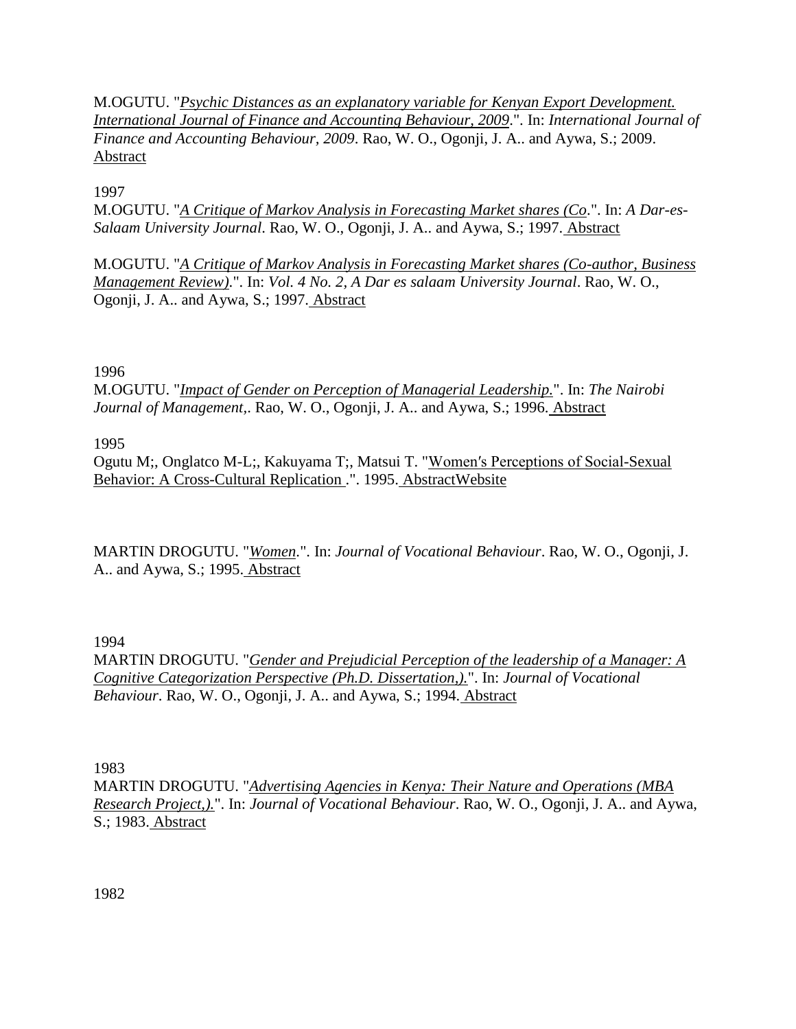M.OGUTU. "*Psychic Distances as an explanatory variable for Kenyan Export Development. International Journal of Finance and Accounting Behaviour, 2009*". In: *International Journal of Finance and Accounting Behaviour, 2009*. Rao, W. O., Ogonji, J. A.. and Aywa, S.; 2009. Abstract

1997

M.OGUTU. "*A Critique of Markov Analysis in Forecasting Market shares (Co*". In: *A Dar-es-Salaam University Journal*. Rao, W. O., Ogonji, J. A.. and Aywa, S.; 1997. Abstract

M.OGUTU. "*A Critique of Markov Analysis in Forecasting Market shares (Co-author, Business Management Review)*". In: *Vol. 4 No. 2, A Dar es salaam University Journal*. Rao, W. O., Ogonji, J. A.. and Aywa, S.; 1997. Abstract

1996

M.OGUTU. "*Impact of Gender on Perception of Managerial Leadership.*". In: *The Nairobi Journal of Management,*. Rao, W. O., Ogonji, J. A.. and Aywa, S.; 1996. Abstract

1995

Ogutu M;, Onglatco M-L;, Kakuyama T;, Matsui T. "Women's Perceptions of Social-Sexual Behavior: A Cross-Cultural Replication .". 1995. AbstractWebsite

MARTIN DROGUTU. "*Women*.". In: *Journal of Vocational Behaviour*. Rao, W. O., Ogonji, J. A.. and Aywa, S.; 1995. Abstract

1994

MARTIN DROGUTU. "*Gender and Prejudicial Perception of the leadership of a Manager: A Cognitive Categorization Perspective (Ph.D. Dissertation,).*". In: *Journal of Vocational Behaviour*. Rao, W. O., Ogonji, J. A.. and Aywa, S.; 1994. Abstract

1983

MARTIN DROGUTU. "*Advertising Agencies in Kenya: Their Nature and Operations (MBA Research Project,).*". In: *Journal of Vocational Behaviour*. Rao, W. O., Ogonji, J. A.. and Aywa, S.; 1983. Abstract

1982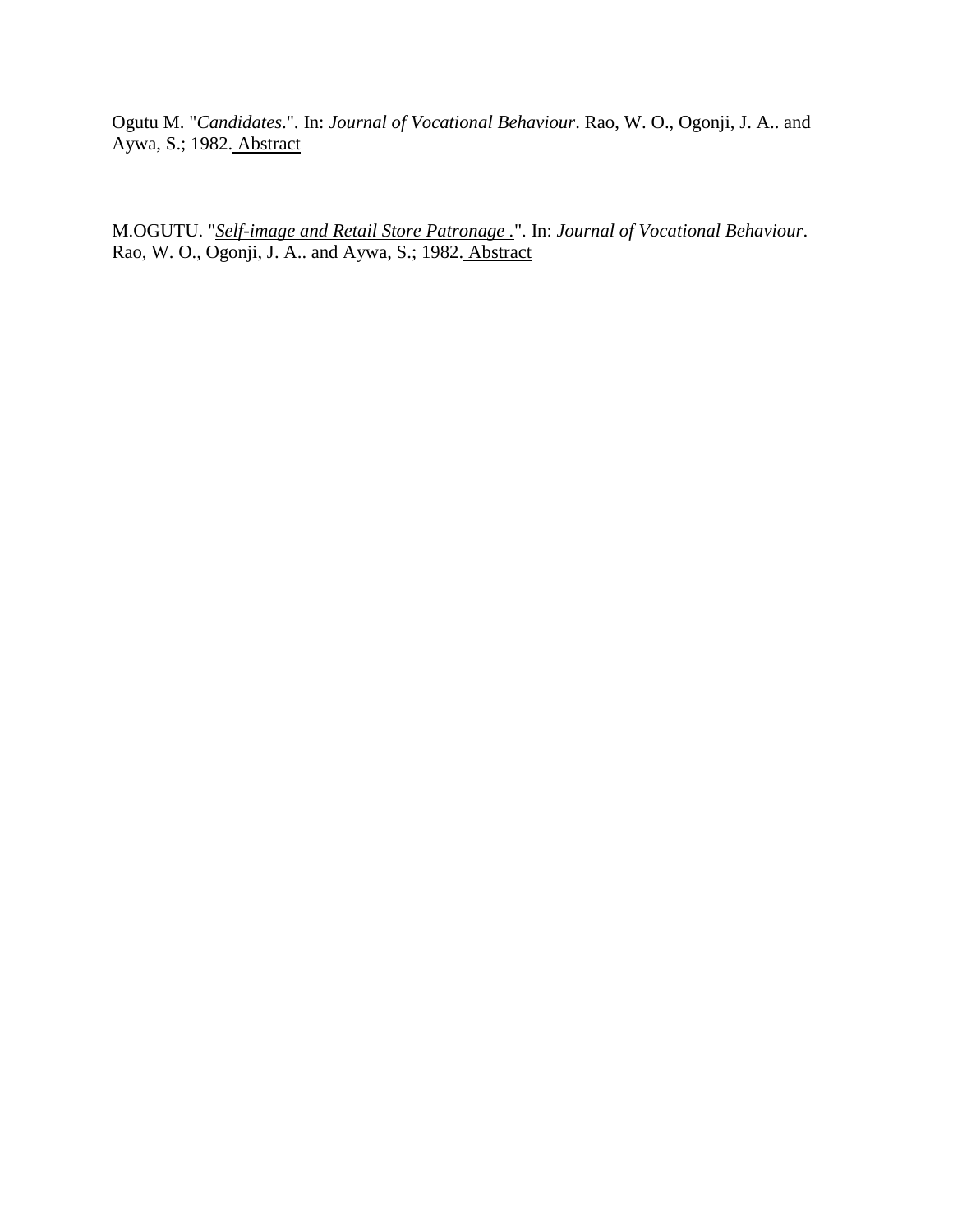Ogutu M. "*Candidates*.". In: *Journal of Vocational Behaviour*. Rao, W. O., Ogonji, J. A.. and Aywa, S.; 1982. Abstract

M.OGUTU. "*Self-image and Retail Store Patronage* .". In: *Journal of Vocational Behaviour*. Rao, W. O., Ogonji, J. A.. and Aywa, S.; 1982. Abstract